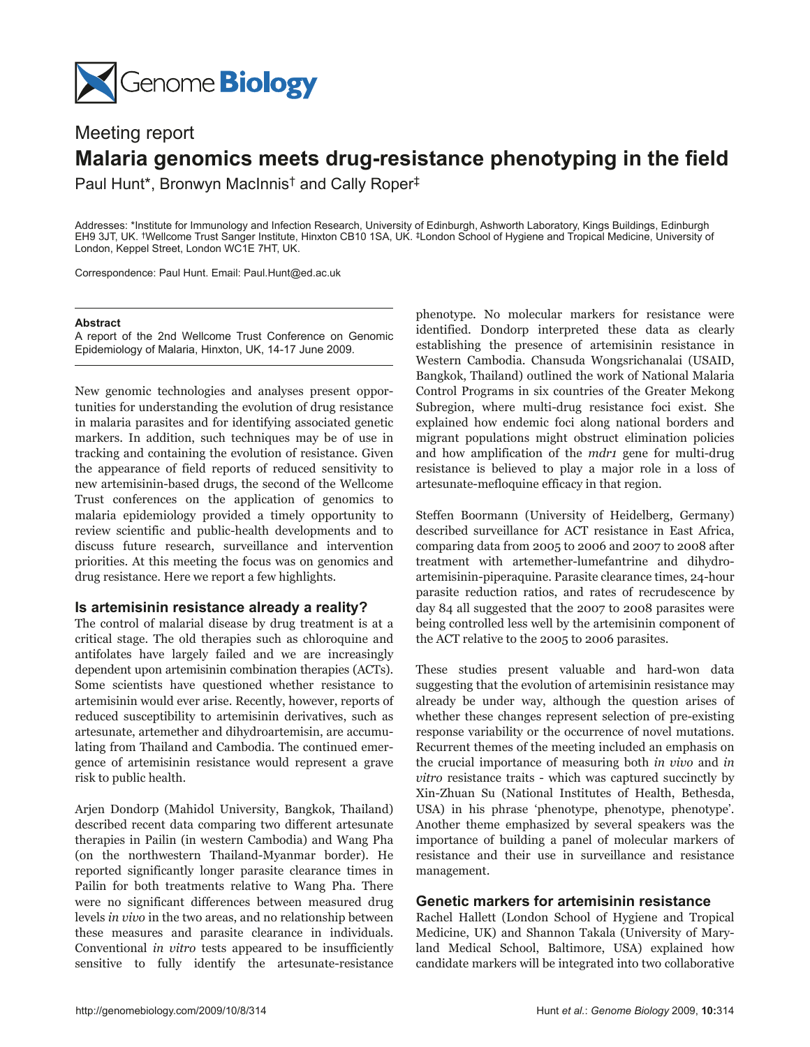Meeting report

# Malaria genomics meets drug-resistance phenotyping in the field

Paul Hunt*, Bronwyn MacInnis† and Cally Roper‡

Addresses: *Institute for Immunology and Infection Research, University of Edinburgh, Ashworth Laboratory, Kings Buildings, Edinburgh EH9 3JT, UK. †Wellcome Trust Sanger Institute, Hinxton CB10 1SA, UK. ‡London School of Hygiene and Tropical Medicine, University of London, Keppel Street, London WC1E 7HT, UK.

Correspondence: Paul Hunt. Email: Paul.Hunt@ed.ac.uk

**Abstract**

A report of the 2nd Wellcome Trust Conference on Genomic Epidemiology of Malaria, Hinxton, UK, 14-17 June 2009.

New genomic technologies and analyses present opportunities for understanding the evolution of drug resistance in malaria parasites and for identifying associated genetic markers. In addition, such techniques may be of use in tracking and containing the evolution of resistance. Given the appearance of field reports of reduced sensitivity to new artemisinin-based drugs, the second of the Wellcome Trust conferences on the application of genomics to malaria epidemiology provided a timely opportunity to review scientific and public-health developments and to discuss future research, surveillance and intervention priorities. At this meeting the focus was on genomics and drug resistance. Here we report a few highlights.

## Is artemisinin resistance already a reality?

The control of malarial disease by drug treatment is at a critical stage. The old therapies such as chloroquine and antifolates have largely failed and we are increasingly dependent upon artemisinin combination therapies (ACTs). Some scientists have questioned whether resistance to artemisinin would ever arise. Recently, however, reports of reduced susceptibility to artemisinin derivatives, such as artesunate, artemether and dihydroartemisin, are accumulating from Thailand and Cambodia. The continued emergence of artemisinin resistance would represent a grave risk to public health.

Arjen Dondorp (Mahidol University, Bangkok, Thailand) described recent data comparing two different artesunate therapies in Pailin (in western Cambodia) and Wang Pha (on the northwestern Thailand-Myanmar border). He reported significantly longer parasite clearance times in Pailin for both treatments relative to Wang Pha. There were no significant differences between measured drug levels *in vivo* in the two areas, and no relationship between these measures and parasite clearance in individuals. Conventional *in vitro* tests appeared to be insufficiently sensitive to fully identify the artesunate-resistance phenotype. No molecular markers for resistance were identified. Dondorp interpreted these data as clearly establishing the presence of artemisinin resistance in Western Cambodia. Chansuda Wongsrichanalai (USAID, Bangkok, Thailand) outlined the work of National Malaria Control Programs in six countries of the Greater Mekong Subregion, where multi-drug resistance foci exist. She explained how endemic foci along national borders and migrant populations might obstruct elimination policies and how amplification of the *mdr1* gene for multi-drug resistance is believed to play a major role in a loss of artesunate-mefloquine efficacy in that region.

Steffen Boormann (University of Heidelberg, Germany) described surveillance for ACT resistance in East Africa, comparing data from 2005 to 2006 and 2007 to 2008 after treatment with artemether-lumefantrine and dihydroartemisinin-piperaquine. Parasite clearance times, 24-hour parasite reduction ratios, and rates of recrudescence by day 84 all suggested that the 2007 to 2008 parasites were being controlled less well by the artemisinin component of the ACT relative to the 2005 to 2006 parasites.

These studies present valuable and hard-won data suggesting that the evolution of artemisinin resistance may already be under way, although the question arises of whether these changes represent selection of pre-existing response variability or the occurrence of novel mutations. Recurrent themes of the meeting included an emphasis on the crucial importance of measuring both *in vivo* and *in vitro* resistance traits - which was captured succinctly by Xin-Zhuan Su (National Institutes of Health, Bethesda, USA) in his phrase 'phenotype, phenotype, phenotype'. Another theme emphasized by several speakers was the importance of building a panel of molecular markers of resistance and their use in surveillance and resistance management.

## Genetic markers for artemisinin resistance

Rachel Hallett (London School of Hygiene and Tropical Medicine, UK) and Shannon Takala (University of Maryland Medical School, Baltimore, USA) explained how candidate markers will be integrated into two collaborative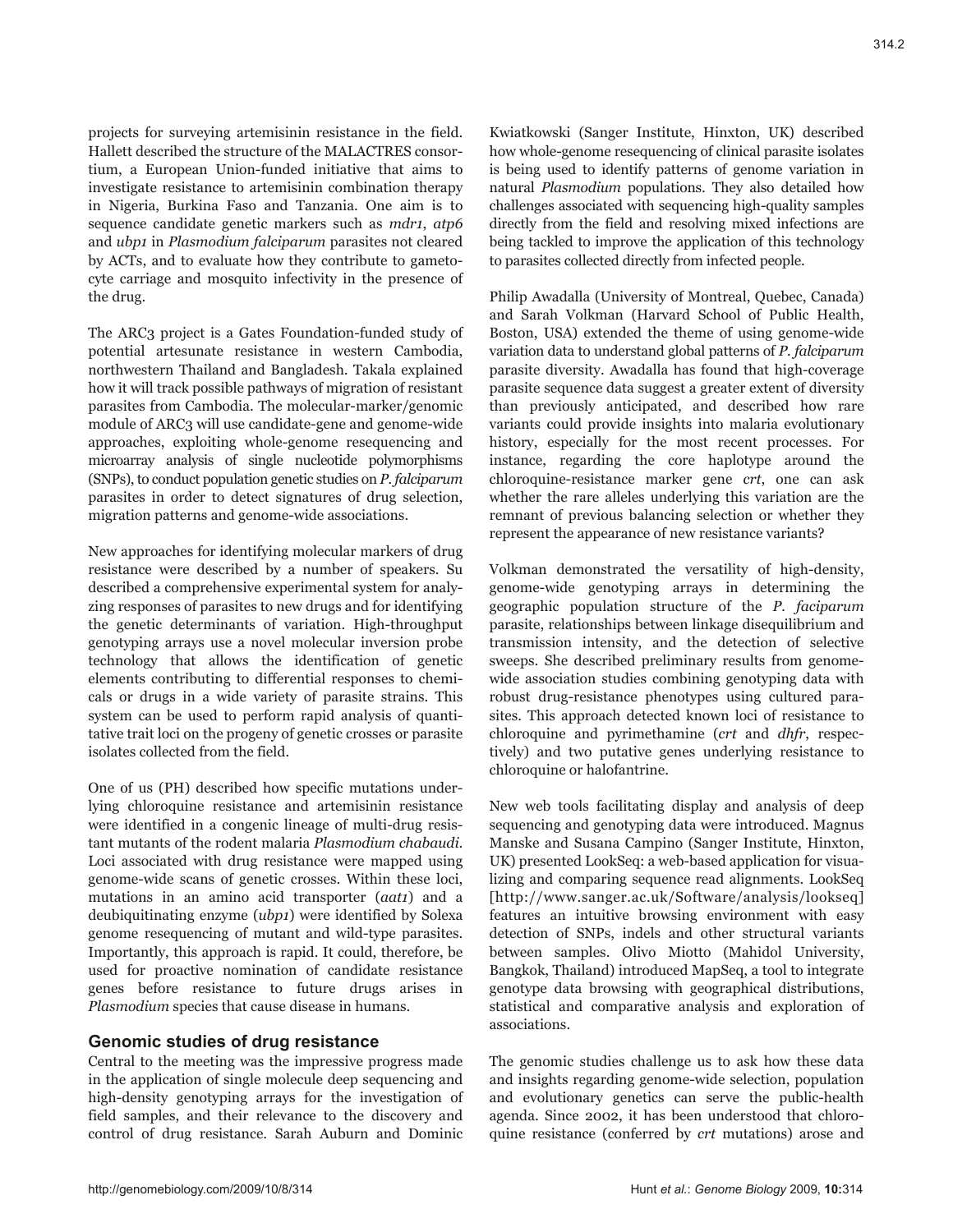projects for surveying artemisinin resistance in the field. Hallett described the structure of the MALACTRES consortium, a European Union-funded initiative that aims to investigate resistance to artemisinin combination therapy in Nigeria, Burkina Faso and Tanzania. One aim is to sequence candidate genetic markers such as *mdr1*, *atp6* and *ubp1* in *Plasmodium falciparum* parasites not cleared by ACTs, and to evaluate how they contribute to gametocyte carriage and mosquito infectivity in the presence of the drug.

The ARC3 project is a Gates Foundation-funded study of potential artesunate resistance in western Cambodia, northwestern Thailand and Bangladesh. Takala explained how it will track possible pathways of migration of resistant parasites from Cambodia. The molecular-marker/genomic module of ARC3 will use candidate-gene and genome-wide approaches, exploiting whole-genome resequencing and microarray analysis of single nucleotide polymorphisms (SNPs), to conduct population genetic studies on *P. falciparum* parasites in order to detect signatures of drug selection, migration patterns and genome-wide associations.

New approaches for identifying molecular markers of drug resistance were described by a number of speakers. Su described a comprehensive experimental system for analyzing responses of parasites to new drugs and for identifying the genetic determinants of variation. High-throughput genotyping arrays use a novel molecular inversion probe technology that allows the identification of genetic elements contributing to differential responses to chemicals or drugs in a wide variety of parasite strains. This system can be used to perform rapid analysis of quantitative trait loci on the progeny of genetic crosses or parasite isolates collected from the field.

One of us (PH) described how specific mutations underlying chloroquine resistance and artemisinin resistance were identified in a congenic lineage of multi-drug resistant mutants of the rodent malaria *Plasmodium chabaudi*. Loci associated with drug resistance were mapped using genome-wide scans of genetic crosses. Within these loci, mutations in an amino acid transporter (*aat1*) and a deubiquitinating enzyme (*ubp1*) were identified by Solexa genome resequencing of mutant and wild-type parasites. Importantly, this approach is rapid. It could, therefore, be used for proactive nomination of candidate resistance genes before resistance to future drugs arises in *Plasmodium* species that cause disease in humans.

## Genomic studies of drug resistance

Central to the meeting was the impressive progress made in the application of single molecule deep sequencing and high-density genotyping arrays for the investigation of field samples, and their relevance to the discovery and control of drug resistance. Sarah Auburn and Dominic Kwiatkowski (Sanger Institute, Hinxton, UK) described how whole-genome resequencing of clinical parasite isolates is being used to identify patterns of genome variation in natural *Plasmodium* populations. They also detailed how challenges associated with sequencing high-quality samples directly from the field and resolving mixed infections are being tackled to improve the application of this technology to parasites collected directly from infected people.

Philip Awadalla (University of Montreal, Quebec, Canada) and Sarah Volkman (Harvard School of Public Health, Boston, USA) extended the theme of using genome-wide variation data to understand global patterns of *P. falciparum* parasite diversity. Awadalla has found that high-coverage parasite sequence data suggest a greater extent of diversity than previously anticipated, and described how rare variants could provide insights into malaria evolutionary history, especially for the most recent processes. For instance, regarding the core haplotype around the chloroquine-resistance marker gene *crt*, one can ask whether the rare alleles underlying this variation are the remnant of previous balancing selection or whether they represent the appearance of new resistance variants?

Volkman demonstrated the versatility of high-density, genome-wide genotyping arrays in determining the geographic population structure of the *P. faciparum* parasite, relationships between linkage disequilibrium and transmission intensity, and the detection of selective sweeps. She described preliminary results from genome-wide association studies combining genotyping data with robust drug-resistance phenotypes using cultured parasites. This approach detected known loci of resistance to chloroquine and pyrimethamine (*crt* and *dhfr*, respectively) and two putative genes underlying resistance to chloroquine or halofantrine.

New web tools facilitating display and analysis of deep sequencing and genotyping data were introduced. Magnus Manske and Susana Campino (Sanger Institute, Hinxton, UK) presented LookSeq: a web-based application for visualizing and comparing sequence read alignments. LookSeq [http://www.sanger.ac.uk/Software/analysis/lookseq] features an intuitive browsing environment with easy detection of SNPs, indels and other structural variants between samples. Olivo Miotto (Mahidol University, Bangkok, Thailand) introduced MapSeq, a tool to integrate genotype data browsing with geographical distributions, statistical and comparative analysis and exploration of associations.

The genomic studies challenge us to ask how these data and insights regarding genome-wide selection, population and evolutionary genetics can serve the public-health agenda. Since 2002, it has been understood that chloroquine resistance (conferred by *crt* mutations) arose and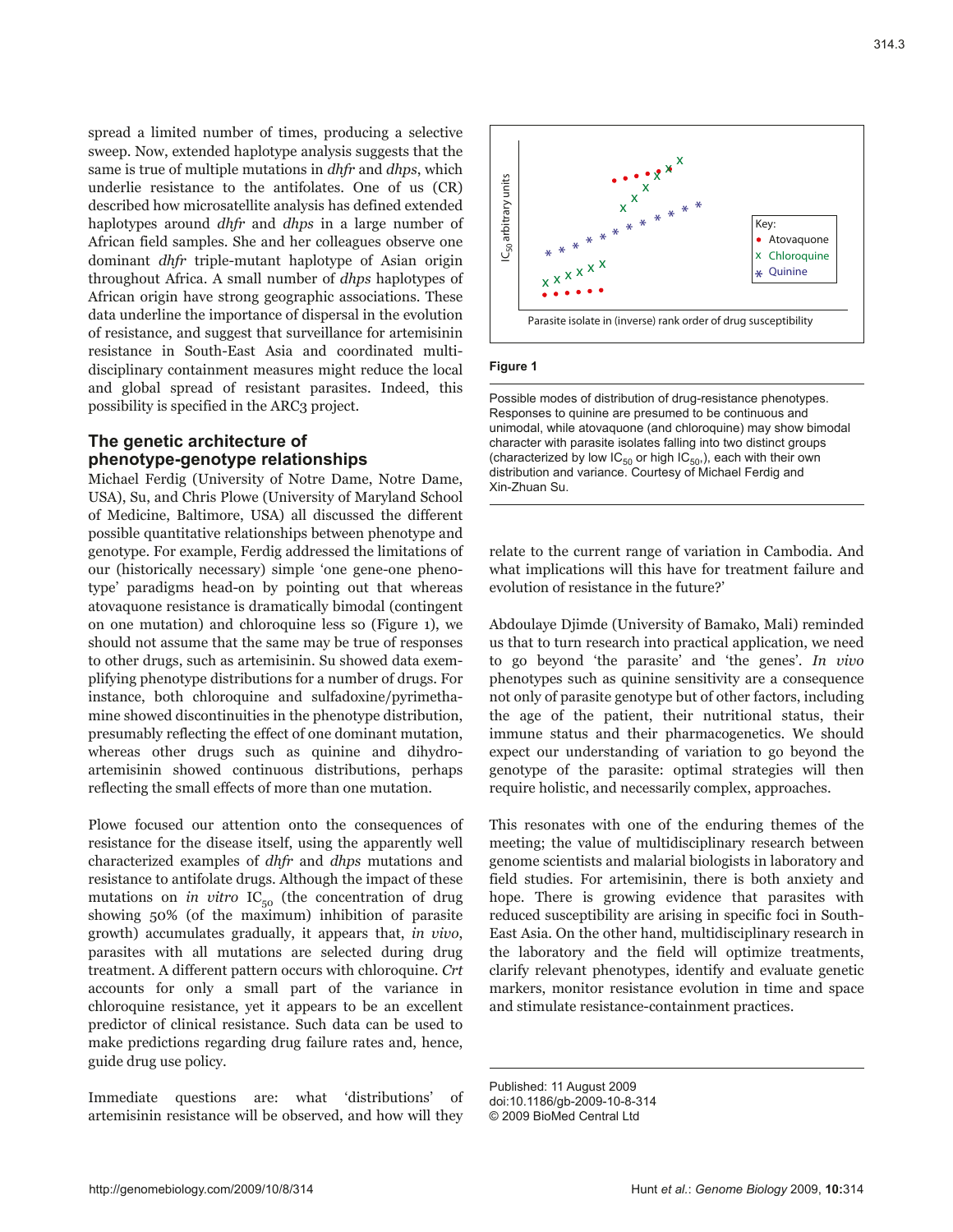spread a limited number of times, producing a selective sweep. Now, extended haplotype analysis suggests that the same is true of multiple mutations in *dhfr* and *dhps*, which underlie resistance to the antifolates. One of us (CR) described how microsatellite analysis has defined extended haplotypes around *dhfr* and *dhps* in a large number of African field samples. She and her colleagues observe one dominant *dhfr* triple-mutant haplotype of Asian origin throughout Africa. A small number of *dhps* haplotypes of African origin have strong geographic associations. These data underline the importance of dispersal in the evolution of resistance, and suggest that surveillance for artemisinin resistance in South-East Asia and coordinated multi-disciplinary containment measures might reduce the local and global spread of resistant parasites. Indeed, this possibility is specified in the ARC3 project.

## The genetic architecture of phenotype-genotype relationships

Michael Ferdig (University of Notre Dame, Notre Dame, USA), Su, and Chris Plowe (University of Maryland School of Medicine, Baltimore, USA) all discussed the different possible quantitative relationships between phenotype and genotype. For example, Ferdig addressed the limitations of our (historically necessary) simple 'one gene-one phenotype' paradigms head-on by pointing out that whereas atovaquone resistance is dramatically bimodal (contingent on one mutation) and chloroquine less so (Figure 1), we should not assume that the same may be true of responses to other drugs, such as artemisinin. Su showed data exemplifying phenotype distributions for a number of drugs. For instance, both chloroquine and sulfadoxine/pyrimethamine showed discontinuities in the phenotype distribution, presumably reflecting the effect of one dominant mutation, whereas other drugs such as quinine and dihydroartemisinin showed continuous distributions, perhaps reflecting the small effects of more than one mutation.

Plowe focused our attention onto the consequences of resistance for the disease itself, using the apparently well characterized examples of *dhfr* and *dhps* mutations and resistance to antifolate drugs. Although the impact of these mutations on *in vitro* $IC_{50}$ (the concentration of drug showing 50% (of the maximum) inhibition of parasite growth) accumulates gradually, it appears that, *in vivo*, parasites with all mutations are selected during drug treatment. A different pattern occurs with chloroquine. *Crt* accounts for only a small part of the variance in chloroquine resistance, yet it appears to be an excellent predictor of clinical resistance. Such data can be used to make predictions regarding drug failure rates and, hence, guide drug use policy.

Immediate questions are: what 'distributions' of artemisinin resistance will be observed, and how will they relate to the current range of variation in Cambodia. And what implications will this have for treatment failure and evolution of resistance in the future?'

IC$_{50}$ arbitrary units

Key:
Atovaquone
Chloroquine
Quinine

Parasite isolate in (inverse) rank order of drug susceptibility

**Figure 1**

Possible modes of distribution of drug-resistance phenotypes. Responses to quinine are presumed to be continuous and unimodal, while atovaquone (and chloroquine) may show bimodal character with parasite isolates falling into two distinct groups (characterized by low $IC_{50}$ or high $IC_{50}$,), each with their own distribution and variance. Courtesy of Michael Ferdig and Xin-Zhuan Su.

Abdoulaye Djimde (University of Bamako, Mali) reminded us that to turn research into practical application, we need to go beyond 'the parasite' and 'the genes'. *In vivo* phenotypes such as quinine sensitivity are a consequence not only of parasite genotype but of other factors, including the age of the patient, their nutritional status, their immune status and their pharmacogenetics. We should expect our understanding of variation to go beyond the genotype of the parasite: optimal strategies will then require holistic, and necessarily complex, approaches.

This resonates with one of the enduring themes of the meeting; the value of multidisciplinary research between genome scientists and malarial biologists in laboratory and field studies. For artemisinin, there is both anxiety and hope. There is growing evidence that parasites with reduced susceptibility are arising in specific foci in South-East Asia. On the other hand, multidisciplinary research in the laboratory and the field will optimize treatments, clarify relevant phenotypes, identify and evaluate genetic markers, monitor resistance evolution in time and space and stimulate resistance-containment practices.

Published: 11 August 2009
doi:10.1186/gb-2009-10-8-314
© 2009 BioMed Central Ltd